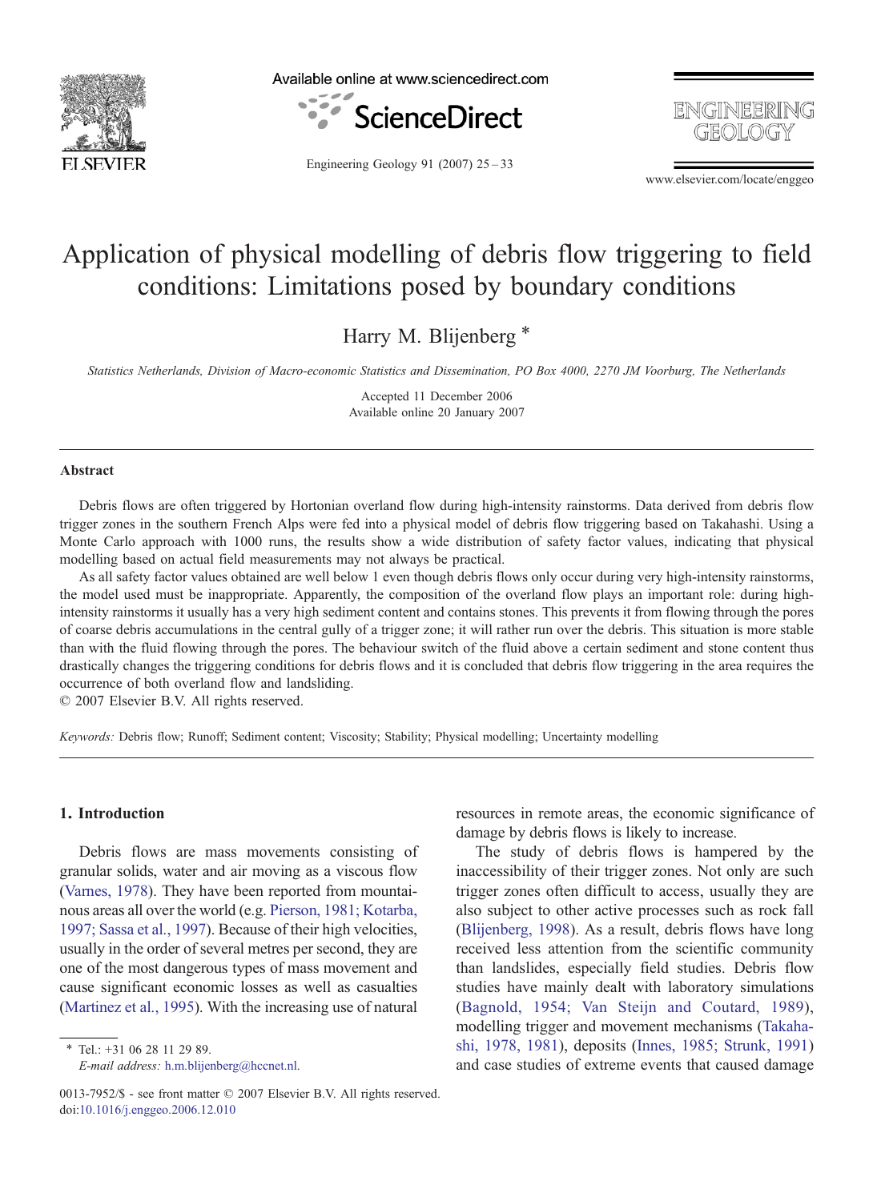# Application of physical modelling of debris flow triggering to field conditions: Limitations posed by boundary conditions

Harry M. Blijenberg *

*Statistics Netherlands, Division of Macro-economic Statistics and Dissemination, PO Box 4000, 2270 JM Voorburg, The Netherlands*

Accepted 11 December 2006
Available online 20 January 2007

## Abstract

Debris flows are often triggered by Hortonian overland flow during high-intensity rainstorms. Data derived from debris flow trigger zones in the southern French Alps were fed into a physical model of debris flow triggering based on Takahashi. Using a Monte Carlo approach with 1000 runs, the results show a wide distribution of safety factor values, indicating that physical modelling based on actual field measurements may not always be practical.

As all safety factor values obtained are well below 1 even though debris flows only occur during very high-intensity rainstorms, the model used must be inappropriate. Apparently, the composition of the overland flow plays an important role: during high-intensity rainstorms it usually has a very high sediment content and contains stones. This prevents it from flowing through the pores of coarse debris accumulations in the central gully of a trigger zone; it will rather run over the debris. This situation is more stable than with the fluid flowing through the pores. The behaviour switch of the fluid above a certain sediment and stone content thus drastically changes the triggering conditions for debris flows and it is concluded that debris flow triggering in the area requires the occurrence of both overland flow and landsliding.

© 2007 Elsevier B.V. All rights reserved.

*Keywords:* Debris flow; Runoff; Sediment content; Viscosity; Stability; Physical modelling; Uncertainty modelling

## 1. Introduction

Debris flows are mass movements consisting of granular solids, water and air moving as a viscous flow (Varnes, 1978). They have been reported from mountainous areas all over the world (e.g. Pierson, 1981; Kotarba, 1997; Sassa et al., 1997). Because of their high velocities, usually in the order of several metres per second, they are one of the most dangerous types of mass movement and cause significant economic losses as well as casualties (Martinez et al., 1995). With the increasing use of natural resources in remote areas, the economic significance of damage by debris flows is likely to increase.

The study of debris flows is hampered by the inaccessibility of their trigger zones. Not only are such trigger zones often difficult to access, usually they are also subject to other active processes such as rock fall (Blijenberg, 1998). As a result, debris flows have long received less attention from the scientific community than landslides, especially field studies. Debris flow studies have mainly dealt with laboratory simulations (Bagnold, 1954; Van Steijn and Coutard, 1989), modelling trigger and movement mechanisms (Takahashi, 1978, 1981), deposits (Innes, 1985; Strunk, 1991) and case studies of extreme events that caused damage

* Tel.: +31 06 28 11 29 89.
*E-mail address:* h.m.blijenberg@hccnet.nl.

0013-7952/$ - see front matter © 2007 Elsevier B.V. All rights reserved.
doi:10.1016/j.enggeo.2006.12.010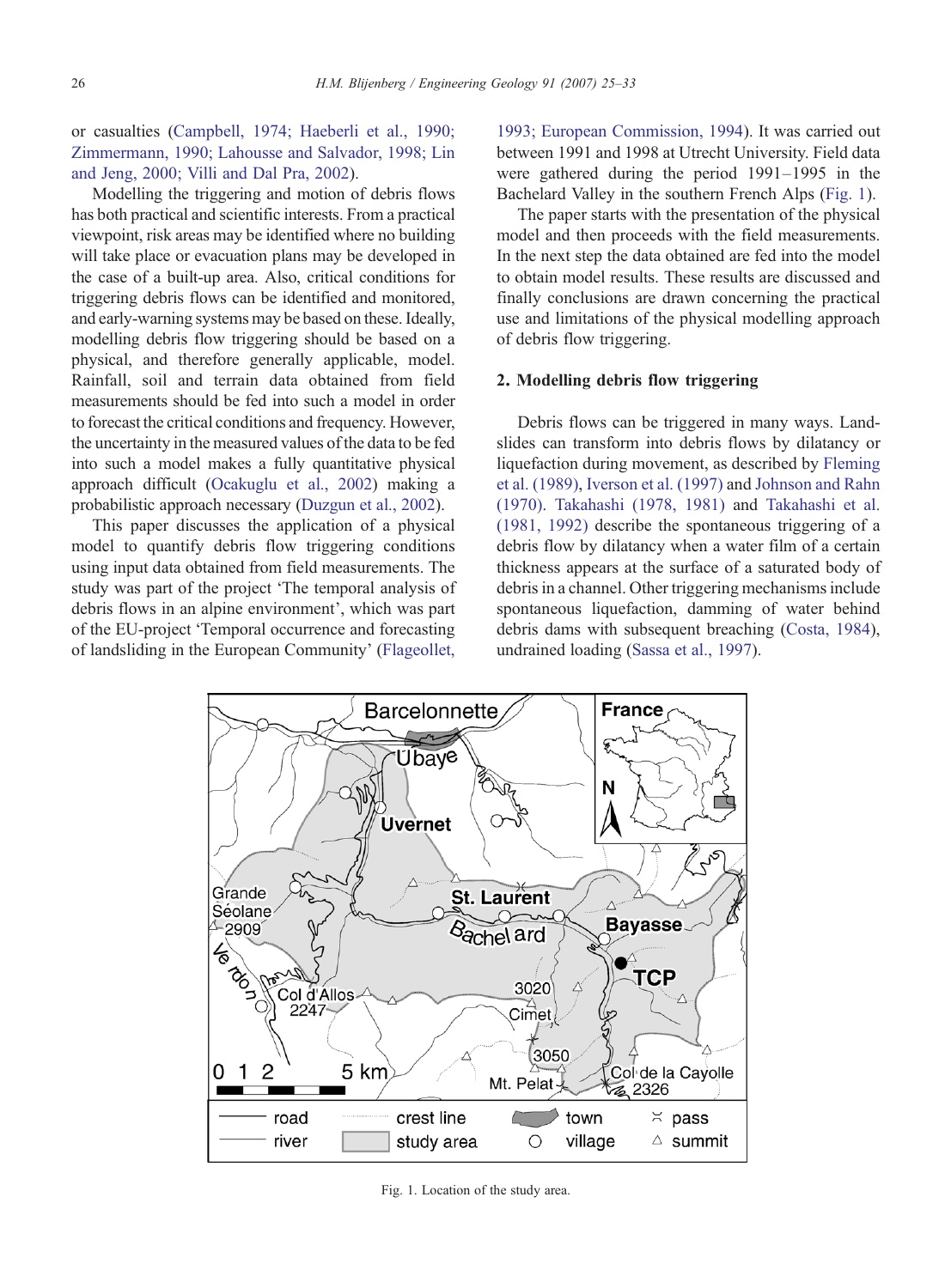or casualties (Campbell, 1974; Haeberli et al., 1990; Zimmermann, 1990; Lahousse and Salvador, 1998; Lin and Jeng, 2000; Villi and Dal Pra, 2002).

Modelling the triggering and motion of debris flows has both practical and scientific interests. From a practical viewpoint, risk areas may be identified where no building will take place or evacuation plans may be developed in the case of a built-up area. Also, critical conditions for triggering debris flows can be identified and monitored, and early-warning systems may be based on these. Ideally, modelling debris flow triggering should be based on a physical, and therefore generally applicable, model. Rainfall, soil and terrain data obtained from field measurements should be fed into such a model in order to forecast the critical conditions and frequency. However, the uncertainty in the measured values of the data to be fed into such a model makes a fully quantitative physical approach difficult (Ocakuglu et al., 2002) making a probabilistic approach necessary (Duzgun et al., 2002).

This paper discusses the application of a physical model to quantify debris flow triggering conditions using input data obtained from field measurements. The study was part of the project 'The temporal analysis of debris flows in an alpine environment', which was part of the EU-project 'Temporal occurrence and forecasting of landsliding in the European Community' (Flageollet, 1993; European Commission, 1994). It was carried out between 1991 and 1998 at Utrecht University. Field data were gathered during the period 1991–1995 in the Bachelard Valley in the southern French Alps (Fig. 1).

The paper starts with the presentation of the physical model and then proceeds with the field measurements. In the next step the data obtained are fed into the model to obtain model results. These results are discussed and finally conclusions are drawn concerning the practical use and limitations of the physical modelling approach of debris flow triggering.

## 2. Modelling debris flow triggering

Debris flows can be triggered in many ways. Landslides can transform into debris flows by dilatancy or liquefaction during movement, as described by Fleming et al. (1989), Iverson et al. (1997) and Johnson and Rahn (1970). Takahashi (1978, 1981) and Takahashi et al. (1981, 1992) describe the spontaneous triggering of a debris flow by dilatancy when a water film of a certain thickness appears at the surface of a saturated body of debris in a channel. Other triggering mechanisms include spontaneous liquefaction, damming of water behind debris dams with subsequent breaching (Costa, 1984), undrained loading (Sassa et al., 1997).

Fig. 1. Location of the study area.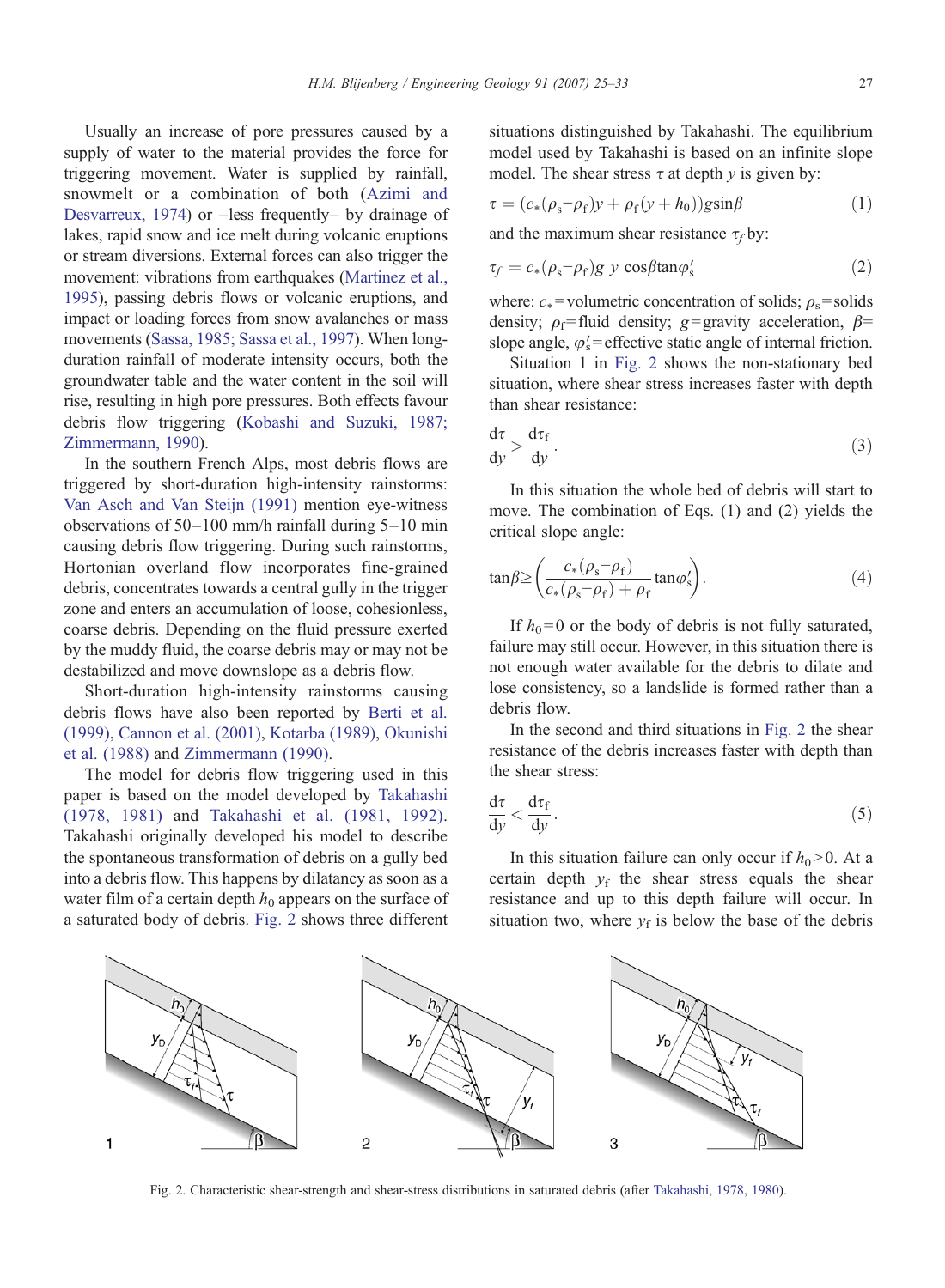Usually an increase of pore pressures caused by a supply of water to the material provides the force for triggering movement. Water is supplied by rainfall, snowmelt or a combination of both (Azimi and Desvarreux, 1974) or –less frequently– by drainage of lakes, rapid snow and ice melt during volcanic eruptions or stream diversions. External forces can also trigger the movement: vibrations from earthquakes (Martinez et al., 1995), passing debris flows or volcanic eruptions, and impact or loading forces from snow avalanches or mass movements (Sassa, 1985; Sassa et al., 1997). When long-duration rainfall of moderate intensity occurs, both the groundwater table and the water content in the soil will rise, resulting in high pore pressures. Both effects favour debris flow triggering (Kobashi and Suzuki, 1987; Zimmermann, 1990).

In the southern French Alps, most debris flows are triggered by short-duration high-intensity rainstorms: Van Asch and Van Steijn (1991) mention eye-witness observations of 50–100 mm/h rainfall during 5–10 min causing debris flow triggering. During such rainstorms, Hortonian overland flow incorporates fine-grained debris, concentrates towards a central gully in the trigger zone and enters an accumulation of loose, cohesionless, coarse debris. Depending on the fluid pressure exerted by the muddy fluid, the coarse debris may or may not be destabilized and move downslope as a debris flow.

Short-duration high-intensity rainstorms causing debris flows have also been reported by Berti et al. (1999), Cannon et al. (2001), Kotarba (1989), Okunishi et al. (1988) and Zimmermann (1990).

The model for debris flow triggering used in this paper is based on the model developed by Takahashi (1978, 1981) and Takahashi et al. (1981, 1992). Takahashi originally developed his model to describe the spontaneous transformation of debris on a gully bed into a debris flow. This happens by dilatancy as soon as a water film of a certain depth $h_0$ appears on the surface of a saturated body of debris. Fig. 2 shows three different situations distinguished by Takahashi. The equilibrium model used by Takahashi is based on an infinite slope model. The shear stress $\tau$ at depth $y$ is given by:

$$\tau = (c_*(\rho_s - \rho_f)y + \rho_f(y + h_0))g\sin\beta \tag{1}$$

and the maximum shear resistance $\tau_f$ by:

$$\tau_f = c_*(\rho_s - \rho_f)g\ y\ \cos\beta\tan\varphi'_s \tag{2}$$

where: $c_*$ = volumetric concentration of solids; $\rho_s$ = solids density; $\rho_f$ = fluid density; $g$ = gravity acceleration, $\beta$ = slope angle, $\varphi'_s$ = effective static angle of internal friction.

Situation 1 in Fig. 2 shows the non-stationary bed situation, where shear stress increases faster with depth than shear resistance:

$$\frac{d\tau}{dy} > \frac{d\tau_f}{dy}. \tag{3}$$

In this situation the whole bed of debris will start to move. The combination of Eqs. (1) and (2) yields the critical slope angle:

$$\tan\beta \geq \left(\frac{c_*(\rho_s - \rho_f)}{c_*(\rho_s - \rho_f) + \rho_f}\tan\varphi'_s\right). \tag{4}$$

If $h_0 = 0$ or the body of debris is not fully saturated, failure may still occur. However, in this situation there is not enough water available for the debris to dilate and lose consistency, so a landslide is formed rather than a debris flow.

In the second and third situations in Fig. 2 the shear resistance of the debris increases faster with depth than the shear stress:

$$\frac{d\tau}{dy} < \frac{d\tau_f}{dy}. \tag{5}$$

In this situation failure can only occur if $h_0 > 0$. At a certain depth $y_f$ the shear stress equals the shear resistance and up to this depth failure will occur. In situation two, where $y_f$ is below the base of the debris

Fig. 2. Characteristic shear-strength and shear-stress distributions in saturated debris (after Takahashi, 1978, 1980).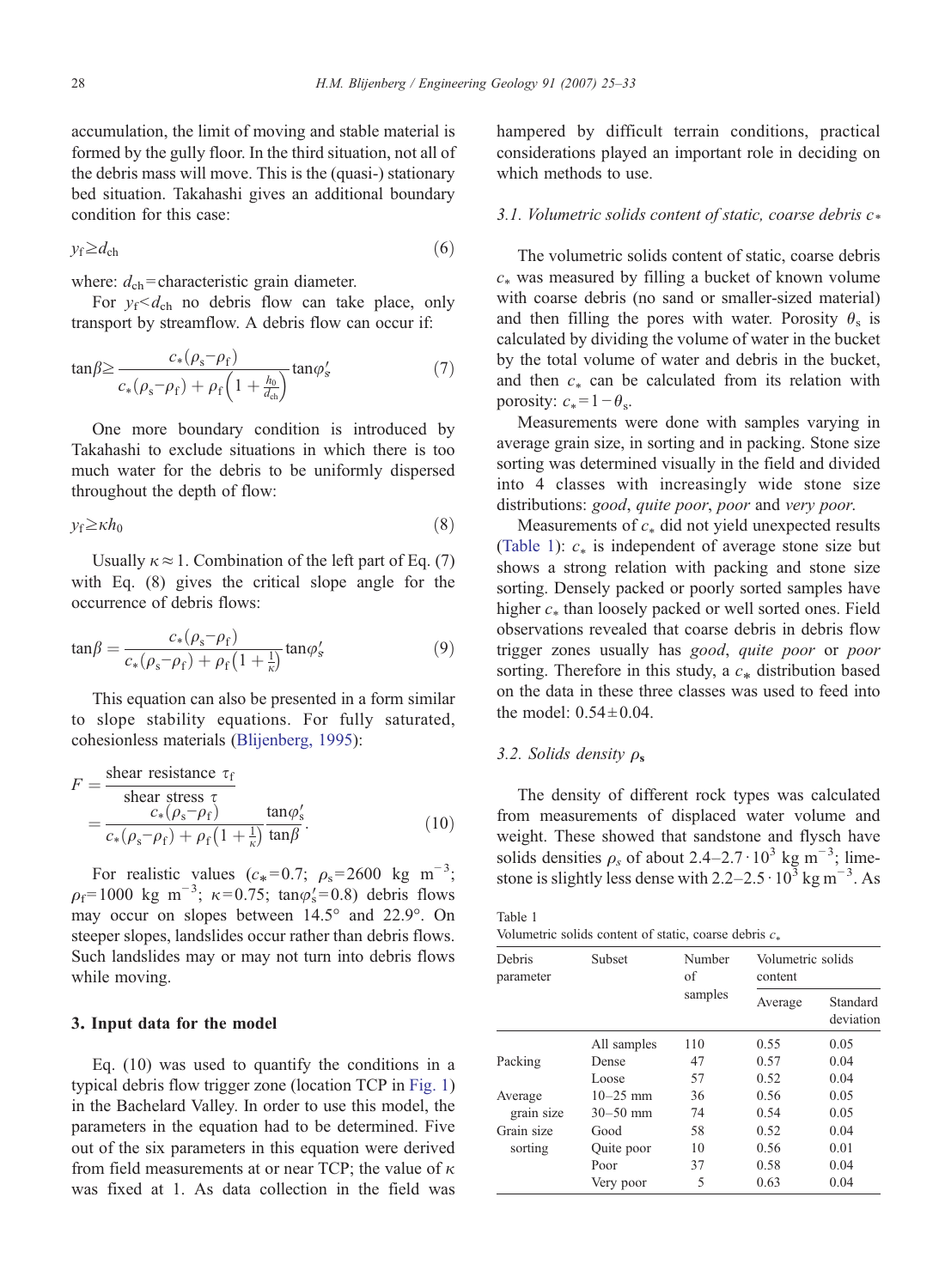accumulation, the limit of moving and stable material is formed by the gully floor. In the third situation, not all of the debris mass will move. This is the (quasi-) stationary bed situation. Takahashi gives an additional boundary condition for this case:

$$y_{\mathrm{f}} \geq d_{\mathrm{ch}} \tag{6}$$

where: $d_{\mathrm{ch}}$ = characteristic grain diameter.

For $y_{\mathrm{f}} < d_{\mathrm{ch}}$ no debris flow can take place, only transport by streamflow. A debris flow can occur if:

$$\tan\beta \geq \frac{c_*(\rho_{\mathrm{s}} - \rho_{\mathrm{f}})}{c_*(\rho_{\mathrm{s}} - \rho_{\mathrm{f}}) + \rho_{\mathrm{f}}\left(1 + \frac{h_0}{d_{\mathrm{ch}}}\right)} \tan\varphi'_s \tag{7}$$

One more boundary condition is introduced by Takahashi to exclude situations in which there is too much water for the debris to be uniformly dispersed throughout the depth of flow:

$$y_{\mathrm{f}} \geq \kappa h_0 \tag{8}$$

Usually $\kappa \approx 1$. Combination of the left part of Eq. (7) with Eq. (8) gives the critical slope angle for the occurrence of debris flows:

$$\tan\beta = \frac{c_*(\rho_{\mathrm{s}} - \rho_{\mathrm{f}})}{c_*(\rho_{\mathrm{s}} - \rho_{\mathrm{f}}) + \rho_{\mathrm{f}}\left(1 + \frac{1}{\kappa}\right)} \tan\varphi'_s \tag{9}$$

This equation can also be presented in a form similar to slope stability equations. For fully saturated, cohesionless materials (Blijenberg, 1995):

$$F = \frac{\text{shear resistance } \tau_{\mathrm{f}}}{\text{shear stress } \tau} = \frac{c_*(\rho_{\mathrm{s}} - \rho_{\mathrm{f}})}{c_*(\rho_{\mathrm{s}} - \rho_{\mathrm{f}}) + \rho_{\mathrm{f}}\left(1 + \frac{1}{\kappa}\right)} \frac{\tan\varphi'_s}{\tan\beta}. \tag{10}$$

For realistic values ($c_* = 0.7$; $\rho_{\mathrm{s}} = 2600$ kg m$^{-3}$; $\rho_{\mathrm{f}} = 1000$ kg m$^{-3}$; $\kappa = 0.75$; $\tan\varphi'_s = 0.8$) debris flows may occur on slopes between 14.5° and 22.9°. On steeper slopes, landslides occur rather than debris flows. Such landslides may or may not turn into debris flows while moving.

## 3. Input data for the model

Eq. (10) was used to quantify the conditions in a typical debris flow trigger zone (location TCP in Fig. 1) in the Bachelard Valley. In order to use this model, the parameters in the equation had to be determined. Five out of the six parameters in this equation were derived from field measurements at or near TCP; the value of $\kappa$ was fixed at 1. As data collection in the field was hampered by difficult terrain conditions, practical considerations played an important role in deciding on which methods to use.

### 3.1. Volumetric solids content of static, coarse debris $c_*$

The volumetric solids content of static, coarse debris $c_*$ was measured by filling a bucket of known volume with coarse debris (no sand or smaller-sized material) and then filling the pores with water. Porosity $\theta_{\mathrm{s}}$ is calculated by dividing the volume of water in the bucket by the total volume of water and debris in the bucket, and then $c_*$ can be calculated from its relation with porosity: $c_* = 1 - \theta_{\mathrm{s}}$.

Measurements were done with samples varying in average grain size, in sorting and in packing. Stone size sorting was determined visually in the field and divided into 4 classes with increasingly wide stone size distributions: *good*, *quite poor*, *poor* and *very poor*.

Measurements of $c_*$ did not yield unexpected results (Table 1): $c_*$ is independent of average stone size but shows a strong relation with packing and stone size sorting. Densely packed or poorly sorted samples have higher $c_*$ than loosely packed or well sorted ones. Field observations revealed that coarse debris in debris flow trigger zones usually has *good*, *quite poor* or *poor* sorting. Therefore in this study, a $c_*$ distribution based on the data in these three classes was used to feed into the model: $0.54 \pm 0.04$.

### 3.2. Solids density $\rho_{\mathrm{s}}$

The density of different rock types was calculated from measurements of displaced water volume and weight. These showed that sandstone and flysch have solids densities $\rho_s$ of about $2.4$–$2.7 \cdot 10^3$ kg m$^{-3}$; limestone is slightly less dense with $2.2$–$2.5 \cdot 10^3$ kg m$^{-3}$. As

Table 1
Volumetric solids content of static, coarse debris $c_*$

| Debris parameter | Subset | Number of samples | Volumetric solids content | |
|---|---|---|---|---|
| | | | Average | Standard deviation |
| | All samples | 110 | 0.55 | 0.05 |
| Packing | Dense | 47 | 0.57 | 0.04 |
| | Loose | 57 | 0.52 | 0.04 |
| Average grain size | 10–25 mm | 36 | 0.56 | 0.05 |
| | 30–50 mm | 74 | 0.54 | 0.05 |
| Grain size sorting | Good | 58 | 0.52 | 0.04 |
| | Quite poor | 10 | 0.56 | 0.01 |
| | Poor | 37 | 0.58 | 0.04 |
| | Very poor | 5 | 0.63 | 0.04 |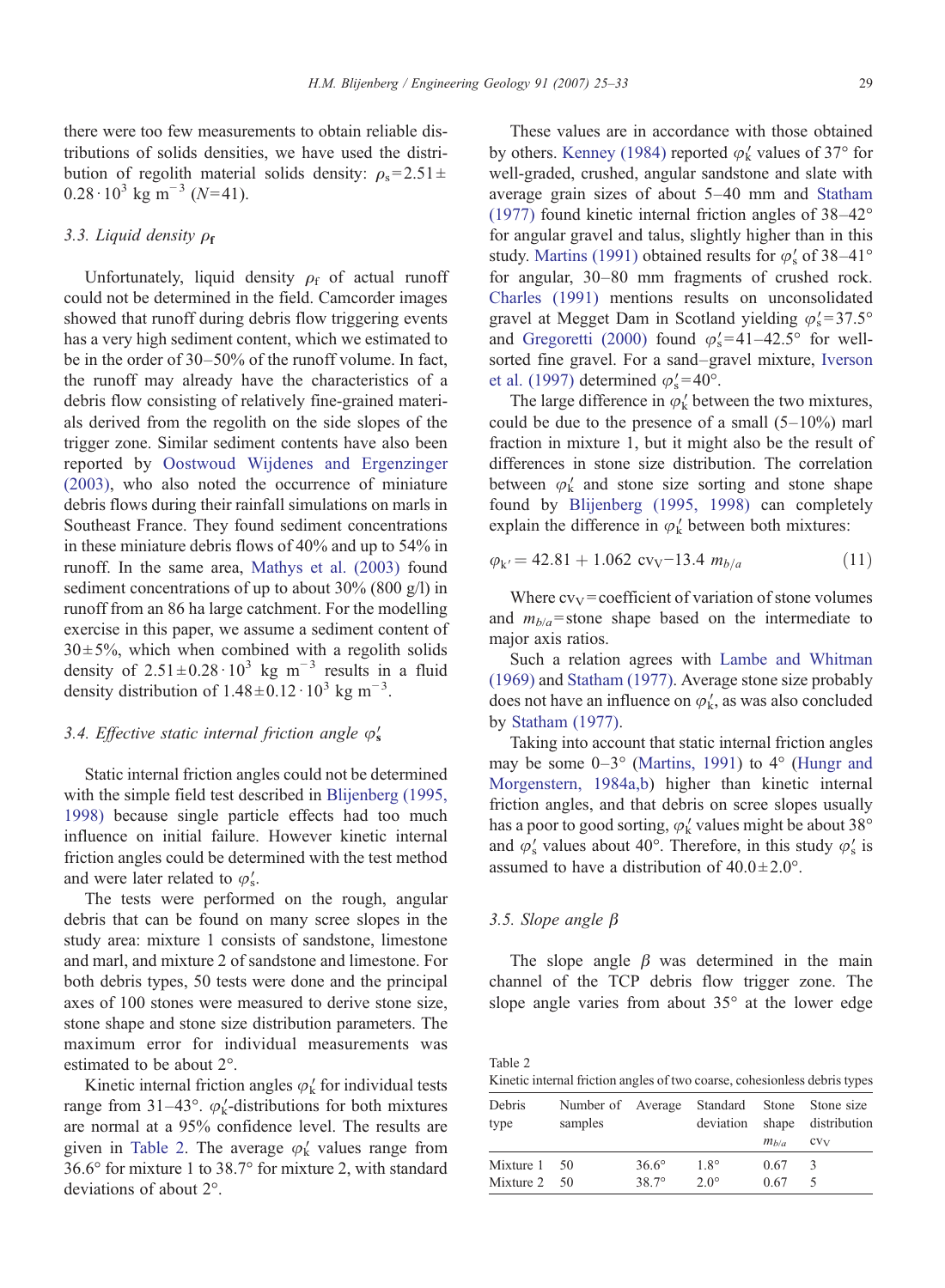there were too few measurements to obtain reliable distributions of solids densities, we have used the distribution of regolith material solids density: $\rho_s = 2.51 \pm 0.28 \cdot 10^3$ kg m$^{-3}$ ($N$=41).

### 3.3. Liquid density $\rho_f$

Unfortunately, liquid density $\rho_f$ of actual runoff could not be determined in the field. Camcorder images showed that runoff during debris flow triggering events has a very high sediment content, which we estimated to be in the order of 30–50% of the runoff volume. In fact, the runoff may already have the characteristics of a debris flow consisting of relatively fine-grained materials derived from the regolith on the side slopes of the trigger zone. Similar sediment contents have also been reported by Oostwoud Wijdenes and Ergenzinger (2003), who also noted the occurrence of miniature debris flows during their rainfall simulations on marls in Southeast France. They found sediment concentrations in these miniature debris flows of 40% and up to 54% in runoff. In the same area, Mathys et al. (2003) found sediment concentrations of up to about 30% (800 g/l) in runoff from an 86 ha large catchment. For the modelling exercise in this paper, we assume a sediment content of $30 \pm 5$%, which when combined with a regolith solids density of $2.51 \pm 0.28 \cdot 10^3$ kg m$^{-3}$ results in a fluid density distribution of $1.48 \pm 0.12 \cdot 10^3$ kg m$^{-3}$.

### 3.4. Effective static internal friction angle $\varphi_s'$

Static internal friction angles could not be determined with the simple field test described in Blijenberg (1995, 1998) because single particle effects had too much influence on initial failure. However kinetic internal friction angles could be determined with the test method and were later related to $\varphi_s'$.

The tests were performed on the rough, angular debris that can be found on many scree slopes in the study area: mixture 1 consists of sandstone, limestone and marl, and mixture 2 of sandstone and limestone. For both debris types, 50 tests were done and the principal axes of 100 stones were measured to derive stone size, stone shape and stone size distribution parameters. The maximum error for individual measurements was estimated to be about 2°.

Kinetic internal friction angles $\varphi_k'$ for individual tests range from 31–43°. $\varphi_k'$-distributions for both mixtures are normal at a 95% confidence level. The results are given in Table 2. The average $\varphi_k'$ values range from 36.6° for mixture 1 to 38.7° for mixture 2, with standard deviations of about 2°.

These values are in accordance with those obtained by others. Kenney (1984) reported $\varphi_k'$ values of 37° for well-graded, crushed, angular sandstone and slate with average grain sizes of about 5–40 mm and Statham (1977) found kinetic internal friction angles of 38–42° for angular gravel and talus, slightly higher than in this study. Martins (1991) obtained results for $\varphi_s'$ of 38–41° for angular, 30–80 mm fragments of crushed rock. Charles (1991) mentions results on unconsolidated gravel at Megget Dam in Scotland yielding $\varphi_s'$=37.5° and Gregoretti (2000) found $\varphi_s'$=41–42.5° for well-sorted fine gravel. For a sand–gravel mixture, Iverson et al. (1997) determined $\varphi_s'$=40°.

The large difference in $\varphi_k'$ between the two mixtures, could be due to the presence of a small (5–10%) marl fraction in mixture 1, but it might also be the result of differences in stone size distribution. The correlation between $\varphi_k'$ and stone size sorting and stone shape found by Blijenberg (1995, 1998) can completely explain the difference in $\varphi_k'$ between both mixtures:

$$\varphi_{k'} = 42.81 + 1.062\ \mathrm{cv_V} - 13.4\ m_{b/a} \qquad (11)$$

Where $\mathrm{cv_V}$=coefficient of variation of stone volumes and $m_{b/a}$=stone shape based on the intermediate to major axis ratios.

Such a relation agrees with Lambe and Whitman (1969) and Statham (1977). Average stone size probably does not have an influence on $\varphi_k'$, as was also concluded by Statham (1977).

Taking into account that static internal friction angles may be some 0–3° (Martins, 1991) to 4° (Hungr and Morgenstern, 1984a,b) higher than kinetic internal friction angles, and that debris on scree slopes usually has a poor to good sorting, $\varphi_k'$ values might be about 38° and $\varphi_s'$ values about 40°. Therefore, in this study $\varphi_s'$ is assumed to have a distribution of $40.0 \pm 2.0$°.

### 3.5. Slope angle $\beta$

The slope angle $\beta$ was determined in the main channel of the TCP debris flow trigger zone. The slope angle varies from about 35° at the lower edge

Table 2
Kinetic internal friction angles of two coarse, cohesionless debris types

| Debris type | Number of samples | Average | Standard deviation | Stone shape $m_{b/a}$ | Stone size distribution $\mathrm{cv_V}$ |
|---|---|---|---|---|---|
| Mixture 1 | 50 | 36.6° | 1.8° | 0.67 | 3 |
| Mixture 2 | 50 | 38.7° | 2.0° | 0.67 | 5 |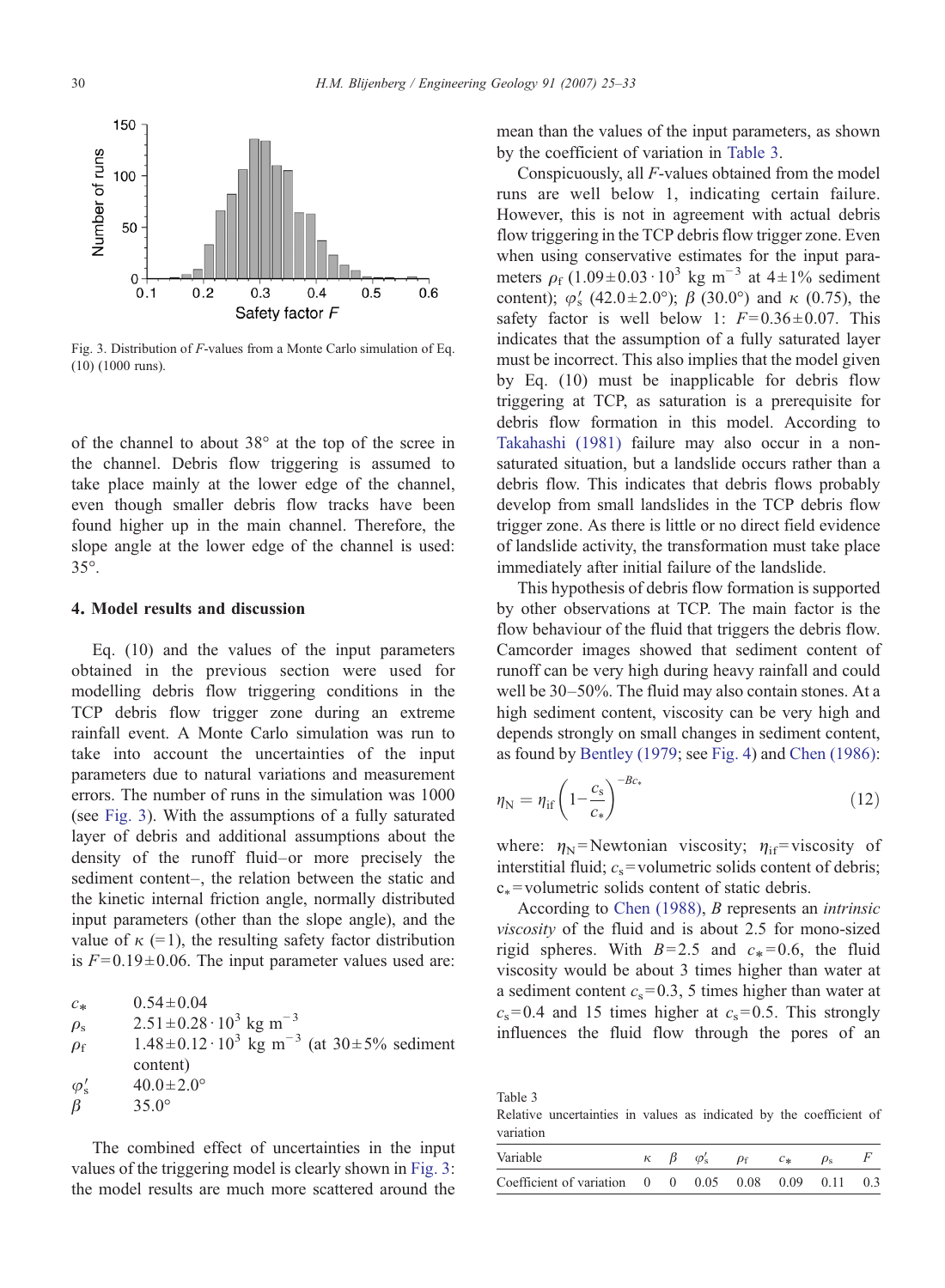Fig. 3. Distribution of $F$-values from a Monte Carlo simulation of Eq. (10) (1000 runs).

of the channel to about 38° at the top of the scree in the channel. Debris flow triggering is assumed to take place mainly at the lower edge of the channel, even though smaller debris flow tracks have been found higher up in the main channel. Therefore, the slope angle at the lower edge of the channel is used: 35°.

## 4. Model results and discussion

Eq. (10) and the values of the input parameters obtained in the previous section were used for modelling debris flow triggering conditions in the TCP debris flow trigger zone during an extreme rainfall event. A Monte Carlo simulation was run to take into account the uncertainties of the input parameters due to natural variations and measurement errors. The number of runs in the simulation was 1000 (see Fig. 3). With the assumptions of a fully saturated layer of debris and additional assumptions about the density of the runoff fluid–or more precisely the sediment content–, the relation between the static and the kinetic internal friction angle, normally distributed input parameters (other than the slope angle), and the value of $\kappa$ (=1), the resulting safety factor distribution is $F=0.19\pm0.06$. The input parameter values used are:

$c_*$ $0.54\pm0.04$
$\rho_s$ $2.51\pm0.28\cdot10^3$ kg m$^{-3}$
$\rho_f$ $1.48\pm0.12\cdot10^3$ kg m$^{-3}$ (at $30\pm5$% sediment content)
$\varphi'_s$ $40.0\pm2.0°$
$\beta$ 35.0°

The combined effect of uncertainties in the input values of the triggering model is clearly shown in Fig. 3: the model results are much more scattered around the mean than the values of the input parameters, as shown by the coefficient of variation in Table 3.

Conspicuously, all $F$-values obtained from the model runs are well below 1, indicating certain failure. However, this is not in agreement with actual debris flow triggering in the TCP debris flow trigger zone. Even when using conservative estimates for the input parameters $\rho_f$ ($1.09\pm0.03\cdot10^3$ kg m$^{-3}$ at $4\pm1$% sediment content); $\varphi'_s$ ($42.0\pm2.0°$); $\beta$ (30.0°) and $\kappa$ (0.75), the safety factor is well below 1: $F=0.36\pm0.07$. This indicates that the assumption of a fully saturated layer must be incorrect. This also implies that the model given by Eq. (10) must be inapplicable for debris flow triggering at TCP, as saturation is a prerequisite for debris flow formation in this model. According to Takahashi (1981) failure may also occur in a non-saturated situation, but a landslide occurs rather than a debris flow. This indicates that debris flows probably develop from small landslides in the TCP debris flow trigger zone. As there is little or no direct field evidence of landslide activity, the transformation must take place immediately after initial failure of the landslide.

This hypothesis of debris flow formation is supported by other observations at TCP. The main factor is the flow behaviour of the fluid that triggers the debris flow. Camcorder images showed that sediment content of runoff can be very high during heavy rainfall and could well be 30–50%. The fluid may also contain stones. At a high sediment content, viscosity can be very high and depends strongly on small changes in sediment content, as found by Bentley (1979; see Fig. 4) and Chen (1986):

$$\eta_N = \eta_{if}\left(1-\frac{c_s}{c_*}\right)^{-Bc_*} \tag{12}$$

where: $\eta_N$ = Newtonian viscosity; $\eta_{if}$ = viscosity of interstitial fluid; $c_s$ = volumetric solids content of debris; $c_*$ = volumetric solids content of static debris.

According to Chen (1988), $B$ represents an *intrinsic viscosity* of the fluid and is about 2.5 for mono-sized rigid spheres. With $B=2.5$ and $c_*=0.6$, the fluid viscosity would be about 3 times higher than water at a sediment content $c_s=0.3$, 5 times higher than water at $c_s=0.4$ and 15 times higher at $c_s=0.5$. This strongly influences the fluid flow through the pores of an

Table 3
Relative uncertainties in values as indicated by the coefficient of variation

| Variable | $\kappa$ | $\beta$ | $\varphi'_s$ | $\rho_f$ | $c_*$ | $\rho_s$ | $F$ |
|---|---|---|---|---|---|---|---|
| Coefficient of variation | 0 | 0 | 0.05 | 0.08 | 0.09 | 0.11 | 0.3 |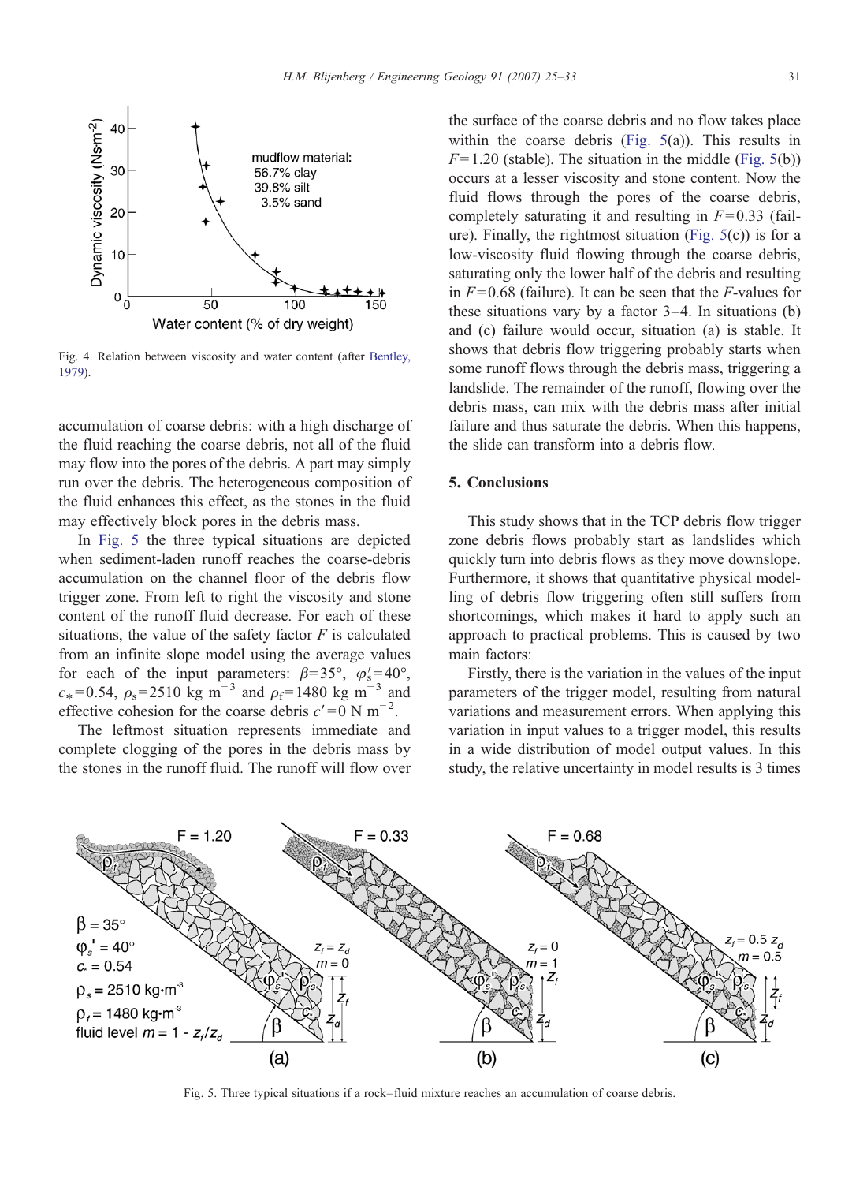Fig. 4. Relation between viscosity and water content (after Bentley, 1979).

accumulation of coarse debris: with a high discharge of the fluid reaching the coarse debris, not all of the fluid may flow into the pores of the debris. A part may simply run over the debris. The heterogeneous composition of the fluid enhances this effect, as the stones in the fluid may effectively block pores in the debris mass.

In Fig. 5 the three typical situations are depicted when sediment-laden runoff reaches the coarse-debris accumulation on the channel floor of the debris flow trigger zone. From left to right the viscosity and stone content of the runoff fluid decrease. For each of these situations, the value of the safety factor $F$ is calculated from an infinite slope model using the average values for each of the input parameters: $\beta=35°$, $\varphi_s'=40°$, $c_*=0.54$, $\rho_s=2510$ kg m$^{-3}$ and $\rho_f=1480$ kg m$^{-3}$ and effective cohesion for the coarse debris $c'=0$ N m$^{-2}$.

The leftmost situation represents immediate and complete clogging of the pores in the debris mass by the stones in the runoff fluid. The runoff will flow over the surface of the coarse debris and no flow takes place within the coarse debris (Fig. 5(a)). This results in $F=1.20$ (stable). The situation in the middle (Fig. 5(b)) occurs at a lesser viscosity and stone content. Now the fluid flows through the pores of the coarse debris, completely saturating it and resulting in $F=0.33$ (failure). Finally, the rightmost situation (Fig. 5(c)) is for a low-viscosity fluid flowing through the coarse debris, saturating only the lower half of the debris and resulting in $F=0.68$ (failure). It can be seen that the $F$-values for these situations vary by a factor 3–4. In situations (b) and (c) failure would occur, situation (a) is stable. It shows that debris flow triggering probably starts when some runoff flows through the debris mass, triggering a landslide. The remainder of the runoff, flowing over the debris mass, can mix with the debris mass after initial failure and thus saturate the debris. When this happens, the slide can transform into a debris flow.

## 5. Conclusions

This study shows that in the TCP debris flow trigger zone debris flows probably start as landslides which quickly turn into debris flows as they move downslope. Furthermore, it shows that quantitative physical modelling of debris flow triggering often still suffers from shortcomings, which makes it hard to apply such an approach to practical problems. This is caused by two main factors:

Firstly, there is the variation in the values of the input parameters of the trigger model, resulting from natural variations and measurement errors. When applying this variation in input values to a trigger model, this results in a wide distribution of model output values. In this study, the relative uncertainty in model results is 3 times

Fig. 5. Three typical situations if a rock–fluid mixture reaches an accumulation of coarse debris.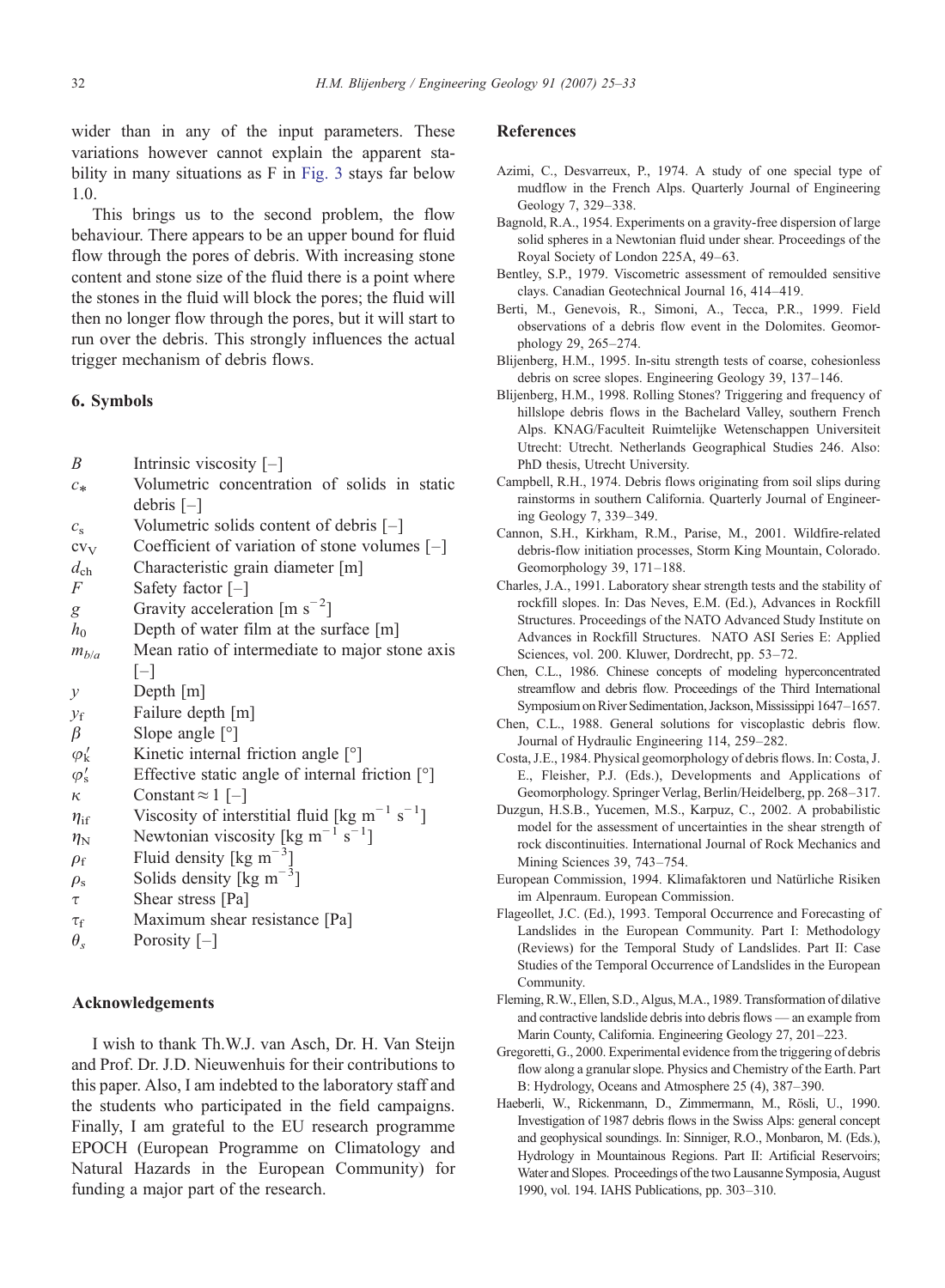wider than in any of the input parameters. These variations however cannot explain the apparent stability in many situations as F in Fig. 3 stays far below 1.0.

This brings us to the second problem, the flow behaviour. There appears to be an upper bound for fluid flow through the pores of debris. With increasing stone content and stone size of the fluid there is a point where the stones in the fluid will block the pores; the fluid will then no longer flow through the pores, but it will start to run over the debris. This strongly influences the actual trigger mechanism of debris flows.

## 6. Symbols

| | |
|---|---|
| $B$ | Intrinsic viscosity [–] |
| $c_*$ | Volumetric concentration of solids in static debris [–] |
| $c_s$ | Volumetric solids content of debris [–] |
| $cv_V$ | Coefficient of variation of stone volumes [–] |
| $d_{ch}$ | Characteristic grain diameter [m] |
| $F$ | Safety factor [–] |
| $g$ | Gravity acceleration [m s$^{-2}$] |
| $h_0$ | Depth of water film at the surface [m] |
| $m_{b/a}$ | Mean ratio of intermediate to major stone axis [–] |
| $y$ | Depth [m] |
| $y_f$ | Failure depth [m] |
| $\beta$ | Slope angle [°] |
| $\varphi'_k$ | Kinetic internal friction angle [°] |
| $\varphi'_s$ | Effective static angle of internal friction [°] |
| $\kappa$ | Constant ≈ 1 [–] |
| $\eta_{if}$ | Viscosity of interstitial fluid [kg m$^{-1}$ s$^{-1}$] |
| $\eta_N$ | Newtonian viscosity [kg m$^{-1}$ s$^{-1}$] |
| $\rho_f$ | Fluid density [kg m$^{-3}$] |
| $\rho_s$ | Solids density [kg m$^{-3}$] |
| $\tau$ | Shear stress [Pa] |
| $\tau_f$ | Maximum shear resistance [Pa] |
| $\theta_s$ | Porosity [–] |

## Acknowledgements

I wish to thank Th.W.J. van Asch, Dr. H. Van Steijn and Prof. Dr. J.D. Nieuwenhuis for their contributions to this paper. Also, I am indebted to the laboratory staff and the students who participated in the field campaigns. Finally, I am grateful to the EU research programme EPOCH (European Programme on Climatology and Natural Hazards in the European Community) for funding a major part of the research.

## References

Azimi, C., Desvarreux, P., 1974. A study of one special type of mudflow in the French Alps. Quarterly Journal of Engineering Geology 7, 329–338.

Bagnold, R.A., 1954. Experiments on a gravity-free dispersion of large solid spheres in a Newtonian fluid under shear. Proceedings of the Royal Society of London 225A, 49–63.

Bentley, S.P., 1979. Viscometric assessment of remoulded sensitive clays. Canadian Geotechnical Journal 16, 414–419.

Berti, M., Genevois, R., Simoni, A., Tecca, P.R., 1999. Field observations of a debris flow event in the Dolomites. Geomorphology 29, 265–274.

Blijenberg, H.M., 1995. In-situ strength tests of coarse, cohesionless debris on scree slopes. Engineering Geology 39, 137–146.

Blijenberg, H.M., 1998. Rolling Stones? Triggering and frequency of hillslope debris flows in the Bachelard Valley, southern French Alps. KNAG/Faculteit Ruimtelijke Wetenschappen Universiteit Utrecht: Utrecht. Netherlands Geographical Studies 246. Also: PhD thesis, Utrecht University.

Campbell, R.H., 1974. Debris flows originating from soil slips during rainstorms in southern California. Quarterly Journal of Engineering Geology 7, 339–349.

Cannon, S.H., Kirkham, R.M., Parise, M., 2001. Wildfire-related debris-flow initiation processes, Storm King Mountain, Colorado. Geomorphology 39, 171–188.

Charles, J.A., 1991. Laboratory shear strength tests and the stability of rockfill slopes. In: Das Neves, E.M. (Ed.), Advances in Rockfill Structures. Proceedings of the NATO Advanced Study Institute on Advances in Rockfill Structures. NATO ASI Series E: Applied Sciences, vol. 200. Kluwer, Dordrecht, pp. 53–72.

Chen, C.L., 1986. Chinese concepts of modeling hyperconcentrated streamflow and debris flow. Proceedings of the Third International Symposium on River Sedimentation, Jackson, Mississippi 1647–1657.

Chen, C.L., 1988. General solutions for viscoplastic debris flow. Journal of Hydraulic Engineering 114, 259–282.

Costa, J.E., 1984. Physical geomorphology of debris flows. In: Costa, J. E., Fleisher, P.J. (Eds.), Developments and Applications of Geomorphology. Springer Verlag, Berlin/Heidelberg, pp. 268–317.

Duzgun, H.S.B., Yucemen, M.S., Karpuz, C., 2002. A probabilistic model for the assessment of uncertainties in the shear strength of rock discontinuities. International Journal of Rock Mechanics and Mining Sciences 39, 743–754.

European Commission, 1994. Klimafaktoren und Natürliche Risiken im Alpenraum. European Commission.

Flageollet, J.C. (Ed.), 1993. Temporal Occurrence and Forecasting of Landslides in the European Community. Part I: Methodology (Reviews) for the Temporal Study of Landslides. Part II: Case Studies of the Temporal Occurrence of Landslides in the European Community.

Fleming, R.W., Ellen, S.D., Algus, M.A., 1989. Transformation of dilative and contractive landslide debris into debris flows — an example from Marin County, California. Engineering Geology 27, 201–223.

Gregoretti, G., 2000. Experimental evidence from the triggering of debris flow along a granular slope. Physics and Chemistry of the Earth. Part B: Hydrology, Oceans and Atmosphere 25 (4), 387–390.

Haeberli, W., Rickenmann, D., Zimmermann, M., Rösli, U., 1990. Investigation of 1987 debris flows in the Swiss Alps: general concept and geophysical soundings. In: Sinniger, R.O., Monbaron, M. (Eds.), Hydrology in Mountainous Regions. Part II: Artificial Reservoirs; Water and Slopes. Proceedings of the two Lausanne Symposia, August 1990, vol. 194. IAHS Publications, pp. 303–310.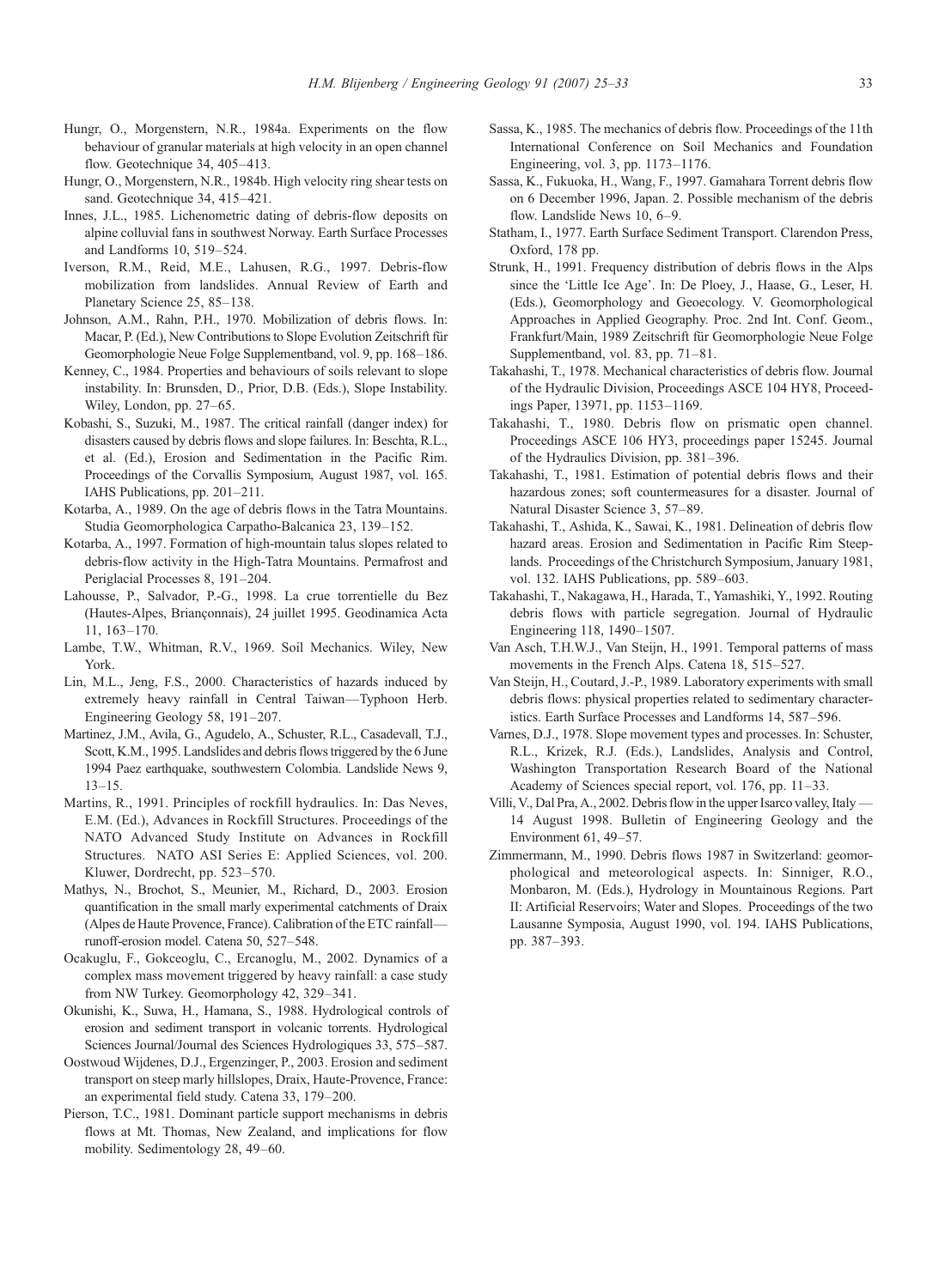Hungr, O., Morgenstern, N.R., 1984a. Experiments on the flow behaviour of granular materials at high velocity in an open channel flow. Geotechnique 34, 405–413.

Hungr, O., Morgenstern, N.R., 1984b. High velocity ring shear tests on sand. Geotechnique 34, 415–421.

Innes, J.L., 1985. Lichenometric dating of debris-flow deposits on alpine colluvial fans in southwest Norway. Earth Surface Processes and Landforms 10, 519–524.

Iverson, R.M., Reid, M.E., Lahusen, R.G., 1997. Debris-flow mobilization from landslides. Annual Review of Earth and Planetary Science 25, 85–138.

Johnson, A.M., Rahn, P.H., 1970. Mobilization of debris flows. In: Macar, P. (Ed.), New Contributions to Slope Evolution Zeitschrift für Geomorphologie Neue Folge Supplementband, vol. 9, pp. 168–186.

Kenney, C., 1984. Properties and behaviours of soils relevant to slope instability. In: Brunsden, D., Prior, D.B. (Eds.), Slope Instability. Wiley, London, pp. 27–65.

Kobashi, S., Suzuki, M., 1987. The critical rainfall (danger index) for disasters caused by debris flows and slope failures. In: Beschta, R.L., et al. (Ed.), Erosion and Sedimentation in the Pacific Rim. Proceedings of the Corvallis Symposium, August 1987, vol. 165. IAHS Publications, pp. 201–211.

Kotarba, A., 1989. On the age of debris flows in the Tatra Mountains. Studia Geomorphologica Carpatho-Balcanica 23, 139–152.

Kotarba, A., 1997. Formation of high-mountain talus slopes related to debris-flow activity in the High-Tatra Mountains. Permafrost and Periglacial Processes 8, 191–204.

Lahousse, P., Salvador, P.-G., 1998. La crue torrentielle du Bez (Hautes-Alpes, Briançonnais), 24 juillet 1995. Geodinamica Acta 11, 163–170.

Lambe, T.W., Whitman, R.V., 1969. Soil Mechanics. Wiley, New York.

Lin, M.L., Jeng, F.S., 2000. Characteristics of hazards induced by extremely heavy rainfall in Central Taiwan—Typhoon Herb. Engineering Geology 58, 191–207.

Martinez, J.M., Avila, G., Agudelo, A., Schuster, R.L., Casadevall, T.J., Scott, K.M., 1995. Landslides and debris flows triggered by the 6 June 1994 Paez earthquake, southwestern Colombia. Landslide News 9, 13–15.

Martins, R., 1991. Principles of rockfill hydraulics. In: Das Neves, E.M. (Ed.), Advances in Rockfill Structures. Proceedings of the NATO Advanced Study Institute on Advances in Rockfill Structures. NATO ASI Series E: Applied Sciences, vol. 200. Kluwer, Dordrecht, pp. 523–570.

Mathys, N., Brochot, S., Meunier, M., Richard, D., 2003. Erosion quantification in the small marly experimental catchments of Draix (Alpes de Haute Provence, France). Calibration of the ETC rainfall—runoff-erosion model. Catena 50, 527–548.

Ocakuglu, F., Gokceoglu, C., Ercanoglu, M., 2002. Dynamics of a complex mass movement triggered by heavy rainfall: a case study from NW Turkey. Geomorphology 42, 329–341.

Okunishi, K., Suwa, H., Hamana, S., 1988. Hydrological controls of erosion and sediment transport in volcanic torrents. Hydrological Sciences Journal/Journal des Sciences Hydrologiques 33, 575–587.

Oostwoud Wijdenes, D.J., Ergenzinger, P., 2003. Erosion and sediment transport on steep marly hillslopes, Draix, Haute-Provence, France: an experimental field study. Catena 33, 179–200.

Pierson, T.C., 1981. Dominant particle support mechanisms in debris flows at Mt. Thomas, New Zealand, and implications for flow mobility. Sedimentology 28, 49–60.

Sassa, K., 1985. The mechanics of debris flow. Proceedings of the 11th International Conference on Soil Mechanics and Foundation Engineering, vol. 3, pp. 1173–1176.

Sassa, K., Fukuoka, H., Wang, F., 1997. Gamahara Torrent debris flow on 6 December 1996, Japan. 2. Possible mechanism of the debris flow. Landslide News 10, 6–9.

Statham, I., 1977. Earth Surface Sediment Transport. Clarendon Press, Oxford, 178 pp.

Strunk, H., 1991. Frequency distribution of debris flows in the Alps since the 'Little Ice Age'. In: De Ploey, J., Haase, G., Leser, H. (Eds.), Geomorphology and Geoecology. V. Geomorphological Approaches in Applied Geography. Proc. 2nd Int. Conf. Geom., Frankfurt/Main, 1989 Zeitschrift für Geomorphologie Neue Folge Supplementband, vol. 83, pp. 71–81.

Takahashi, T., 1978. Mechanical characteristics of debris flow. Journal of the Hydraulic Division, Proceedings ASCE 104 HY8, Proceedings Paper, 13971, pp. 1153–1169.

Takahashi, T., 1980. Debris flow on prismatic open channel. Proceedings ASCE 106 HY3, proceedings paper 15245. Journal of the Hydraulics Division, pp. 381–396.

Takahashi, T., 1981. Estimation of potential debris flows and their hazardous zones; soft countermeasures for a disaster. Journal of Natural Disaster Science 3, 57–89.

Takahashi, T., Ashida, K., Sawai, K., 1981. Delineation of debris flow hazard areas. Erosion and Sedimentation in Pacific Rim Steeplands. Proceedings of the Christchurch Symposium, January 1981, vol. 132. IAHS Publications, pp. 589–603.

Takahashi, T., Nakagawa, H., Harada, T., Yamashiki, Y., 1992. Routing debris flows with particle segregation. Journal of Hydraulic Engineering 118, 1490–1507.

Van Asch, T.H.W.J., Van Steijn, H., 1991. Temporal patterns of mass movements in the French Alps. Catena 18, 515–527.

Van Steijn, H., Coutard, J.-P., 1989. Laboratory experiments with small debris flows: physical properties related to sedimentary characteristics. Earth Surface Processes and Landforms 14, 587–596.

Varnes, D.J., 1978. Slope movement types and processes. In: Schuster, R.L., Krizek, R.J. (Eds.), Landslides, Analysis and Control, Washington Transportation Research Board of the National Academy of Sciences special report, vol. 176, pp. 11–33.

Villi, V., Dal Pra, A., 2002. Debris flow in the upper Isarco valley, Italy — 14 August 1998. Bulletin of Engineering Geology and the Environment 61, 49–57.

Zimmermann, M., 1990. Debris flows 1987 in Switzerland: geomorphological and meteorological aspects. In: Sinniger, R.O., Monbaron, M. (Eds.), Hydrology in Mountainous Regions. Part II: Artificial Reservoirs; Water and Slopes. Proceedings of the two Lausanne Symposia, August 1990, vol. 194. IAHS Publications, pp. 387–393.